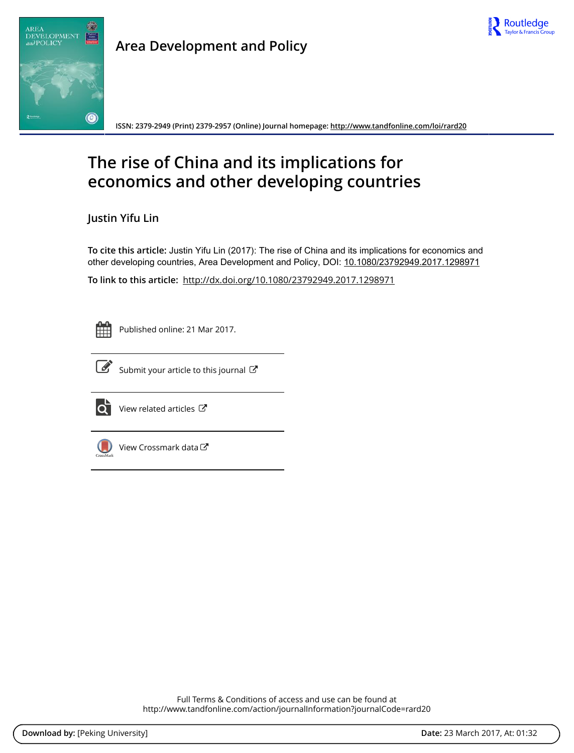# Area Development and Policy

ISSN: 2379-2949 (Print) 2379-2957 (Online) Journal homepage: http://www.tandfonline.com/loi/rard20

# The rise of China and its implications for economics and other developing countries

## Justin Yifu Lin

**To cite this article:** Justin Yifu Lin (2017): The rise of China and its implications for economics and other developing countries, Area Development and Policy, DOI: 10.1080/23792949.2017.1298971

**To link to this article:** http://dx.doi.org/10.1080/23792949.2017.1298971

Published online: 21 Mar 2017.

Submit your article to this journal

View related articles

View Crossmark data

Full Terms & Conditions of access and use can be found at
http://www.tandfonline.com/action/journalInformation?journalCode=rard20

**Download by:** [Peking University] **Date:** 23 March 2017, At: 01:32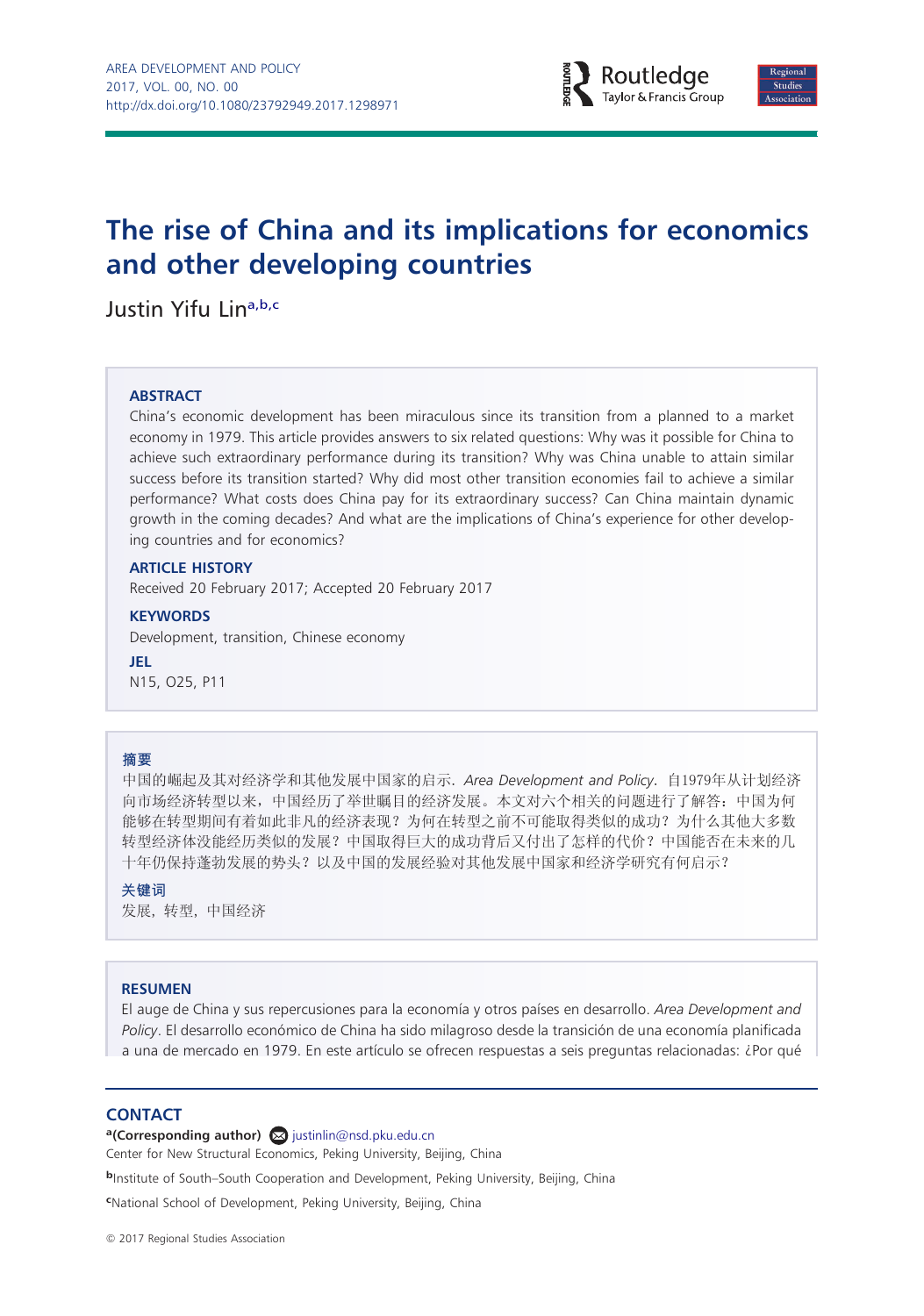# The rise of China and its implications for economics and other developing countries

Justin Yifu Lin[a,b,c]

### ABSTRACT

China's economic development has been miraculous since its transition from a planned to a market economy in 1979. This article provides answers to six related questions: Why was it possible for China to achieve such extraordinary performance during its transition? Why was China unable to attain similar success before its transition started? Why did most other transition economies fail to achieve a similar performance? What costs does China pay for its extraordinary success? Can China maintain dynamic growth in the coming decades? And what are the implications of China's experience for other developing countries and for economics?

### ARTICLE HISTORY

Received 20 February 2017; Accepted 20 February 2017

### KEYWORDS

Development, transition, Chinese economy

### JEL

N15, O25, P11

### 摘要

中国的崛起及其对经济学和其他发展中国家的启示. *Area Development and Policy*. 自1979年从计划经济向市场经济转型以来，中国经历了举世瞩目的经济发展。本文对六个相关的问题进行了解答：中国为何能够在转型期间有着如此非凡的经济表现？为何在转型之前不可能取得类似的成功？为什么其他大多数转型经济体没能经历类似的发展？中国取得巨大的成功背后又付出了怎样的代价？中国能否在未来的几十年仍保持蓬勃发展的势头？以及中国的发展经验对其他发展中国家和经济学研究有何启示？

### 关键词

发展，转型，中国经济

### RESUMEN

El auge de China y sus repercusiones para la economía y otros países en desarrollo. *Area Development and Policy*. El desarrollo económico de China ha sido milagroso desde la transición de una economía planificada a una de mercado en 1979. En este artículo se ofrecen respuestas a seis preguntas relacionadas: ¿Por qué

### CONTACT

[a](Corresponding author) justinlin@nsd.pku.edu.cn
Center for New Structural Economics, Peking University, Beijing, China

[b]Institute of South–South Cooperation and Development, Peking University, Beijing, China

[c]National School of Development, Peking University, Beijing, China

© 2017 Regional Studies Association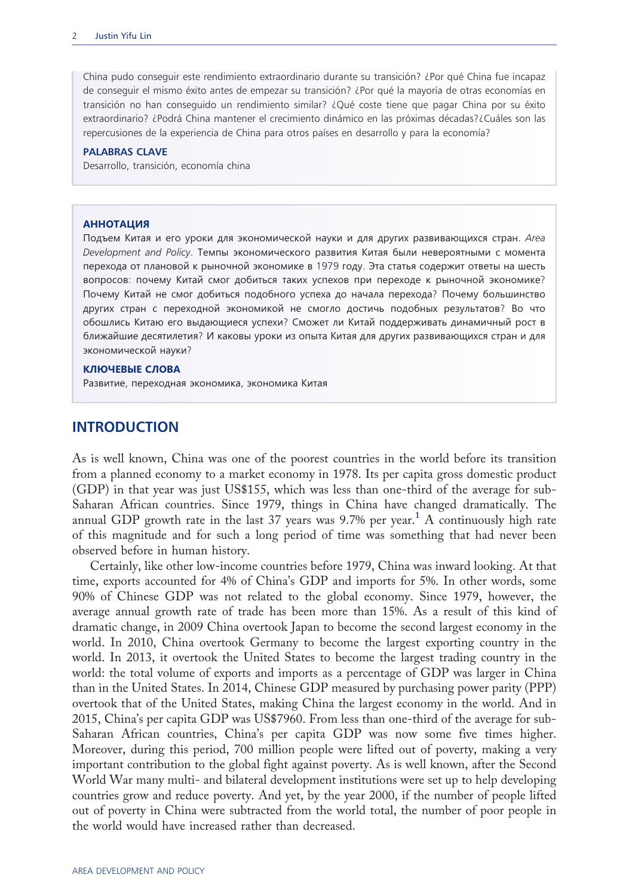China pudo conseguir este rendimiento extraordinario durante su transición? ¿Por qué China fue incapaz de conseguir el mismo éxito antes de empezar su transición? ¿Por qué la mayoría de otras economías en transición no han conseguido un rendimiento similar? ¿Qué coste tiene que pagar China por su éxito extraordinario? ¿Podrá China mantener el crecimiento dinámico en las próximas décadas?¿Cuáles son las repercusiones de la experiencia de China para otros países en desarrollo y para la economía?

**PALABRAS CLAVE**

Desarrollo, transición, economía china

**АННОТАЦИЯ**

Подъем Китая и его уроки для экономической науки и для других развивающихся стран. *Area Development and Policy*. Темпы экономического развития Китая были невероятными с момента перехода от плановой к рыночной экономике в 1979 году. Эта статья содержит ответы на шесть вопросов: почему Китай смог добиться таких успехов при переходе к рыночной экономике? Почему Китай не смог добиться подобного успеха до начала перехода? Почему большинство других стран с переходной экономикой не смогло достичь подобных результатов? Во что обошлись Китаю его выдающиеся успехи? Сможет ли Китай поддерживать динамичный рост в ближайшие десятилетия? И каковы уроки из опыта Китая для других развивающихся стран и для экономической науки?

**КЛЮЧЕВЫЕ СЛОВА**

Развитие, переходная экономика, экономика Китая

## INTRODUCTION

As is well known, China was one of the poorest countries in the world before its transition from a planned economy to a market economy in 1978. Its per capita gross domestic product (GDP) in that year was just US$155, which was less than one-third of the average for sub-Saharan African countries. Since 1979, things in China have changed dramatically. The annual GDP growth rate in the last 37 years was 9.7% per year.[1] A continuously high rate of this magnitude and for such a long period of time was something that had never been observed before in human history.

Certainly, like other low-income countries before 1979, China was inward looking. At that time, exports accounted for 4% of China's GDP and imports for 5%. In other words, some 90% of Chinese GDP was not related to the global economy. Since 1979, however, the average annual growth rate of trade has been more than 15%. As a result of this kind of dramatic change, in 2009 China overtook Japan to become the second largest economy in the world. In 2010, China overtook Germany to become the largest exporting country in the world. In 2013, it overtook the United States to become the largest trading country in the world: the total volume of exports and imports as a percentage of GDP was larger in China than in the United States. In 2014, Chinese GDP measured by purchasing power parity (PPP) overtook that of the United States, making China the largest economy in the world. And in 2015, China's per capita GDP was US$7960. From less than one-third of the average for sub-Saharan African countries, China's per capita GDP was now some five times higher. Moreover, during this period, 700 million people were lifted out of poverty, making a very important contribution to the global fight against poverty. As is well known, after the Second World War many multi- and bilateral development institutions were set up to help developing countries grow and reduce poverty. And yet, by the year 2000, if the number of people lifted out of poverty in China were subtracted from the world total, the number of poor people in the world would have increased rather than decreased.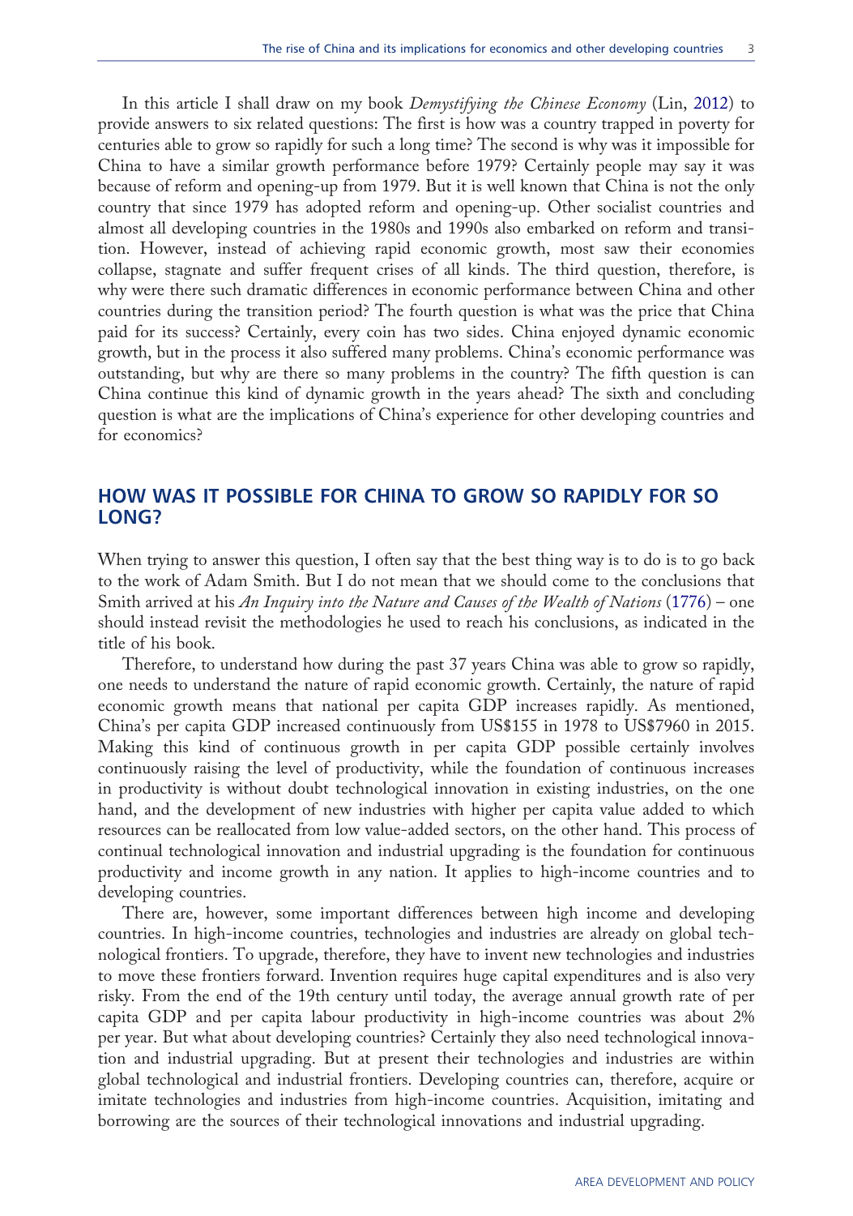In this article I shall draw on my book *Demystifying the Chinese Economy* (Lin, 2012) to provide answers to six related questions: The first is how was a country trapped in poverty for centuries able to grow so rapidly for such a long time? The second is why was it impossible for China to have a similar growth performance before 1979? Certainly people may say it was because of reform and opening-up from 1979. But it is well known that China is not the only country that since 1979 has adopted reform and opening-up. Other socialist countries and almost all developing countries in the 1980s and 1990s also embarked on reform and transition. However, instead of achieving rapid economic growth, most saw their economies collapse, stagnate and suffer frequent crises of all kinds. The third question, therefore, is why were there such dramatic differences in economic performance between China and other countries during the transition period? The fourth question is what was the price that China paid for its success? Certainly, every coin has two sides. China enjoyed dynamic economic growth, but in the process it also suffered many problems. China's economic performance was outstanding, but why are there so many problems in the country? The fifth question is can China continue this kind of dynamic growth in the years ahead? The sixth and concluding question is what are the implications of China's experience for other developing countries and for economics?

## HOW WAS IT POSSIBLE FOR CHINA TO GROW SO RAPIDLY FOR SO LONG?

When trying to answer this question, I often say that the best thing way is to do is to go back to the work of Adam Smith. But I do not mean that we should come to the conclusions that Smith arrived at his *An Inquiry into the Nature and Causes of the Wealth of Nations* (1776) – one should instead revisit the methodologies he used to reach his conclusions, as indicated in the title of his book.

Therefore, to understand how during the past 37 years China was able to grow so rapidly, one needs to understand the nature of rapid economic growth. Certainly, the nature of rapid economic growth means that national per capita GDP increases rapidly. As mentioned, China's per capita GDP increased continuously from US$155 in 1978 to US$7960 in 2015. Making this kind of continuous growth in per capita GDP possible certainly involves continuously raising the level of productivity, while the foundation of continuous increases in productivity is without doubt technological innovation in existing industries, on the one hand, and the development of new industries with higher per capita value added to which resources can be reallocated from low value-added sectors, on the other hand. This process of continual technological innovation and industrial upgrading is the foundation for continuous productivity and income growth in any nation. It applies to high-income countries and to developing countries.

There are, however, some important differences between high income and developing countries. In high-income countries, technologies and industries are already on global technological frontiers. To upgrade, therefore, they have to invent new technologies and industries to move these frontiers forward. Invention requires huge capital expenditures and is also very risky. From the end of the 19th century until today, the average annual growth rate of per capita GDP and per capita labour productivity in high-income countries was about 2% per year. But what about developing countries? Certainly they also need technological innovation and industrial upgrading. But at present their technologies and industries are within global technological and industrial frontiers. Developing countries can, therefore, acquire or imitate technologies and industries from high-income countries. Acquisition, imitating and borrowing are the sources of their technological innovations and industrial upgrading.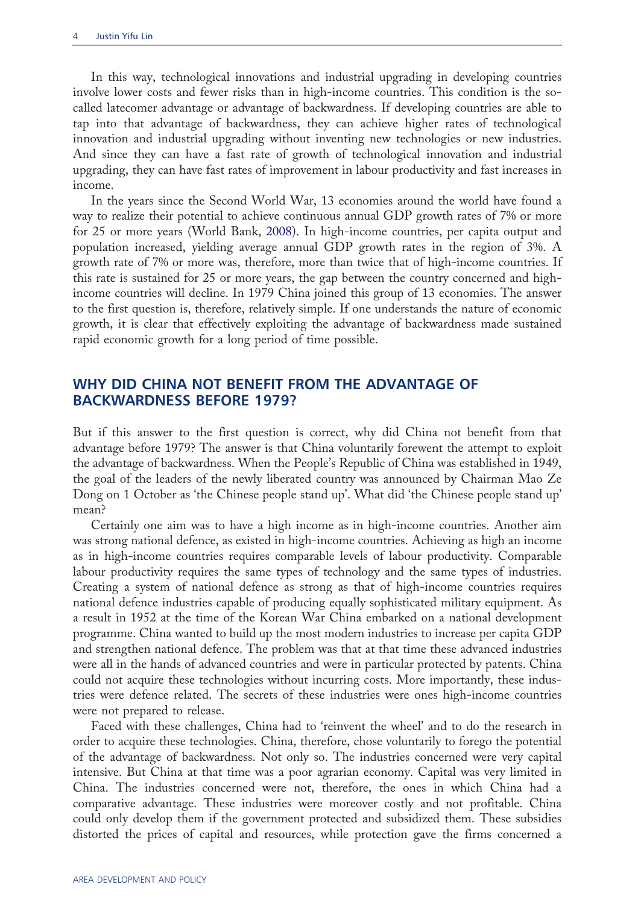In this way, technological innovations and industrial upgrading in developing countries involve lower costs and fewer risks than in high-income countries. This condition is the so-called latecomer advantage or advantage of backwardness. If developing countries are able to tap into that advantage of backwardness, they can achieve higher rates of technological innovation and industrial upgrading without inventing new technologies or new industries. And since they can have a fast rate of growth of technological innovation and industrial upgrading, they can have fast rates of improvement in labour productivity and fast increases in income.

In the years since the Second World War, 13 economies around the world have found a way to realize their potential to achieve continuous annual GDP growth rates of 7% or more for 25 or more years (World Bank, 2008). In high-income countries, per capita output and population increased, yielding average annual GDP growth rates in the region of 3%. A growth rate of 7% or more was, therefore, more than twice that of high-income countries. If this rate is sustained for 25 or more years, the gap between the country concerned and high-income countries will decline. In 1979 China joined this group of 13 economies. The answer to the first question is, therefore, relatively simple. If one understands the nature of economic growth, it is clear that effectively exploiting the advantage of backwardness made sustained rapid economic growth for a long period of time possible.

## WHY DID CHINA NOT BENEFIT FROM THE ADVANTAGE OF BACKWARDNESS BEFORE 1979?

But if this answer to the first question is correct, why did China not benefit from that advantage before 1979? The answer is that China voluntarily forewent the attempt to exploit the advantage of backwardness. When the People's Republic of China was established in 1949, the goal of the leaders of the newly liberated country was announced by Chairman Mao Ze Dong on 1 October as 'the Chinese people stand up'. What did 'the Chinese people stand up' mean?

Certainly one aim was to have a high income as in high-income countries. Another aim was strong national defence, as existed in high-income countries. Achieving as high an income as in high-income countries requires comparable levels of labour productivity. Comparable labour productivity requires the same types of technology and the same types of industries. Creating a system of national defence as strong as that of high-income countries requires national defence industries capable of producing equally sophisticated military equipment. As a result in 1952 at the time of the Korean War China embarked on a national development programme. China wanted to build up the most modern industries to increase per capita GDP and strengthen national defence. The problem was that at that time these advanced industries were all in the hands of advanced countries and were in particular protected by patents. China could not acquire these technologies without incurring costs. More importantly, these industries were defence related. The secrets of these industries were ones high-income countries were not prepared to release.

Faced with these challenges, China had to 'reinvent the wheel' and to do the research in order to acquire these technologies. China, therefore, chose voluntarily to forego the potential of the advantage of backwardness. Not only so. The industries concerned were very capital intensive. But China at that time was a poor agrarian economy. Capital was very limited in China. The industries concerned were not, therefore, the ones in which China had a comparative advantage. These industries were moreover costly and not profitable. China could only develop them if the government protected and subsidized them. These subsidies distorted the prices of capital and resources, while protection gave the firms concerned a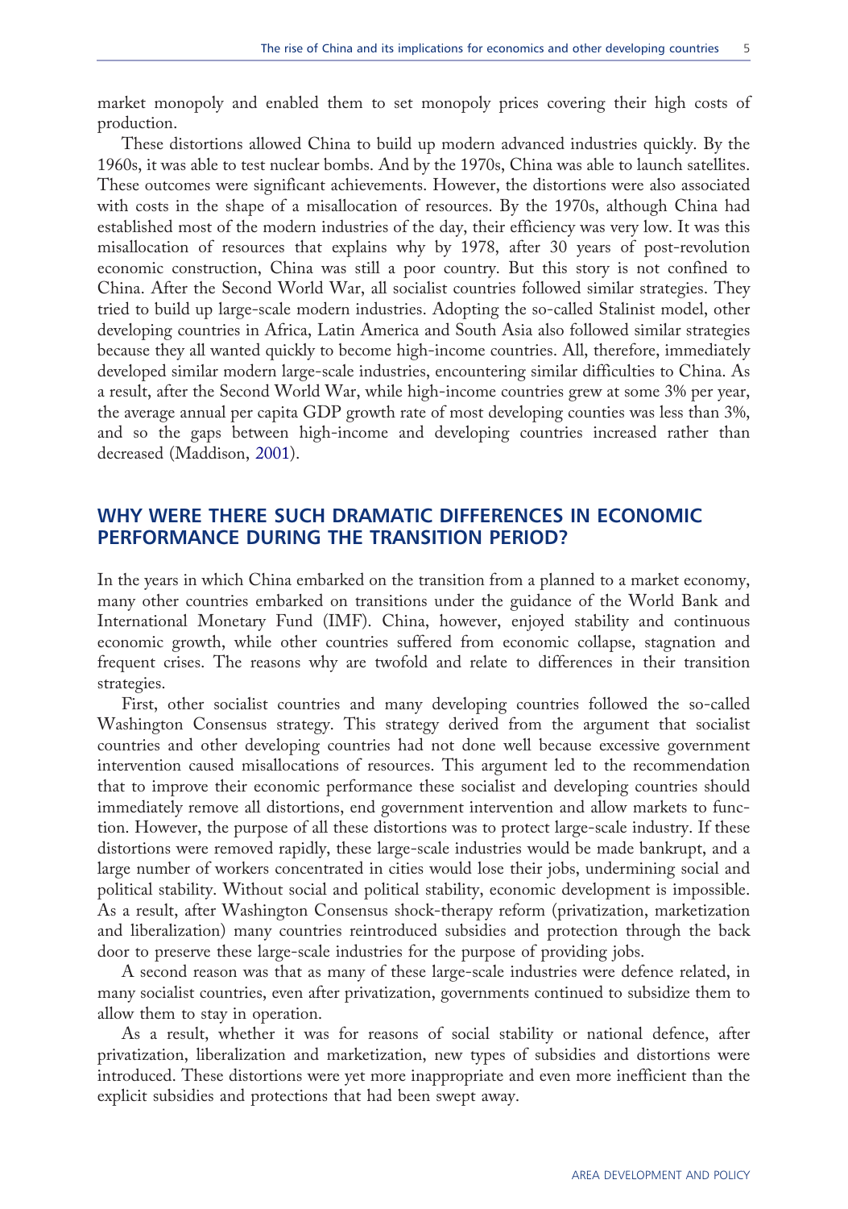market monopoly and enabled them to set monopoly prices covering their high costs of production.

These distortions allowed China to build up modern advanced industries quickly. By the 1960s, it was able to test nuclear bombs. And by the 1970s, China was able to launch satellites. These outcomes were significant achievements. However, the distortions were also associated with costs in the shape of a misallocation of resources. By the 1970s, although China had established most of the modern industries of the day, their efficiency was very low. It was this misallocation of resources that explains why by 1978, after 30 years of post-revolution economic construction, China was still a poor country. But this story is not confined to China. After the Second World War, all socialist countries followed similar strategies. They tried to build up large-scale modern industries. Adopting the so-called Stalinist model, other developing countries in Africa, Latin America and South Asia also followed similar strategies because they all wanted quickly to become high-income countries. All, therefore, immediately developed similar modern large-scale industries, encountering similar difficulties to China. As a result, after the Second World War, while high-income countries grew at some 3% per year, the average annual per capita GDP growth rate of most developing counties was less than 3%, and so the gaps between high-income and developing countries increased rather than decreased (Maddison, 2001).

## WHY WERE THERE SUCH DRAMATIC DIFFERENCES IN ECONOMIC PERFORMANCE DURING THE TRANSITION PERIOD?

In the years in which China embarked on the transition from a planned to a market economy, many other countries embarked on transitions under the guidance of the World Bank and International Monetary Fund (IMF). China, however, enjoyed stability and continuous economic growth, while other countries suffered from economic collapse, stagnation and frequent crises. The reasons why are twofold and relate to differences in their transition strategies.

First, other socialist countries and many developing countries followed the so-called Washington Consensus strategy. This strategy derived from the argument that socialist countries and other developing countries had not done well because excessive government intervention caused misallocations of resources. This argument led to the recommendation that to improve their economic performance these socialist and developing countries should immediately remove all distortions, end government intervention and allow markets to function. However, the purpose of all these distortions was to protect large-scale industry. If these distortions were removed rapidly, these large-scale industries would be made bankrupt, and a large number of workers concentrated in cities would lose their jobs, undermining social and political stability. Without social and political stability, economic development is impossible. As a result, after Washington Consensus shock-therapy reform (privatization, marketization and liberalization) many countries reintroduced subsidies and protection through the back door to preserve these large-scale industries for the purpose of providing jobs.

A second reason was that as many of these large-scale industries were defence related, in many socialist countries, even after privatization, governments continued to subsidize them to allow them to stay in operation.

As a result, whether it was for reasons of social stability or national defence, after privatization, liberalization and marketization, new types of subsidies and distortions were introduced. These distortions were yet more inappropriate and even more inefficient than the explicit subsidies and protections that had been swept away.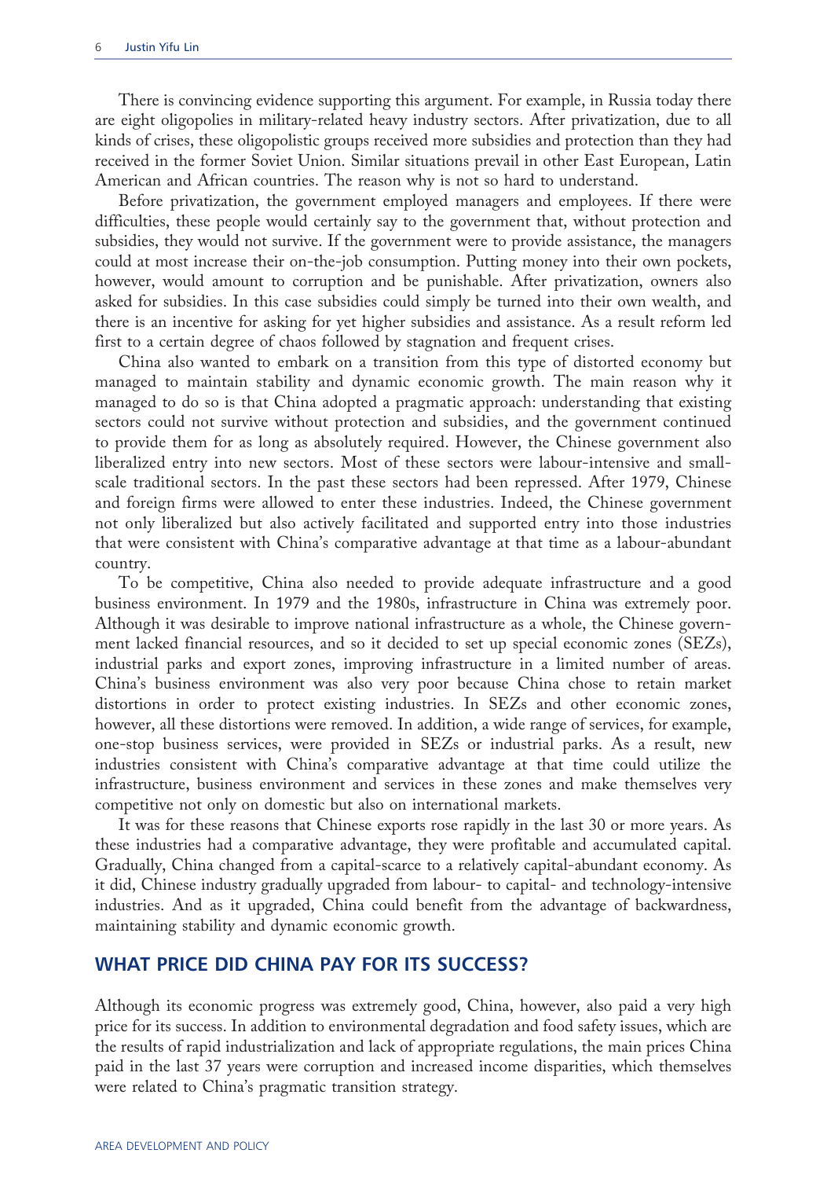There is convincing evidence supporting this argument. For example, in Russia today there are eight oligopolies in military-related heavy industry sectors. After privatization, due to all kinds of crises, these oligopolistic groups received more subsidies and protection than they had received in the former Soviet Union. Similar situations prevail in other East European, Latin American and African countries. The reason why is not so hard to understand.

Before privatization, the government employed managers and employees. If there were difficulties, these people would certainly say to the government that, without protection and subsidies, they would not survive. If the government were to provide assistance, the managers could at most increase their on-the-job consumption. Putting money into their own pockets, however, would amount to corruption and be punishable. After privatization, owners also asked for subsidies. In this case subsidies could simply be turned into their own wealth, and there is an incentive for asking for yet higher subsidies and assistance. As a result reform led first to a certain degree of chaos followed by stagnation and frequent crises.

China also wanted to embark on a transition from this type of distorted economy but managed to maintain stability and dynamic economic growth. The main reason why it managed to do so is that China adopted a pragmatic approach: understanding that existing sectors could not survive without protection and subsidies, and the government continued to provide them for as long as absolutely required. However, the Chinese government also liberalized entry into new sectors. Most of these sectors were labour-intensive and small-scale traditional sectors. In the past these sectors had been repressed. After 1979, Chinese and foreign firms were allowed to enter these industries. Indeed, the Chinese government not only liberalized but also actively facilitated and supported entry into those industries that were consistent with China's comparative advantage at that time as a labour-abundant country.

To be competitive, China also needed to provide adequate infrastructure and a good business environment. In 1979 and the 1980s, infrastructure in China was extremely poor. Although it was desirable to improve national infrastructure as a whole, the Chinese government lacked financial resources, and so it decided to set up special economic zones (SEZs), industrial parks and export zones, improving infrastructure in a limited number of areas. China's business environment was also very poor because China chose to retain market distortions in order to protect existing industries. In SEZs and other economic zones, however, all these distortions were removed. In addition, a wide range of services, for example, one-stop business services, were provided in SEZs or industrial parks. As a result, new industries consistent with China's comparative advantage at that time could utilize the infrastructure, business environment and services in these zones and make themselves very competitive not only on domestic but also on international markets.

It was for these reasons that Chinese exports rose rapidly in the last 30 or more years. As these industries had a comparative advantage, they were profitable and accumulated capital. Gradually, China changed from a capital-scarce to a relatively capital-abundant economy. As it did, Chinese industry gradually upgraded from labour- to capital- and technology-intensive industries. And as it upgraded, China could benefit from the advantage of backwardness, maintaining stability and dynamic economic growth.

## WHAT PRICE DID CHINA PAY FOR ITS SUCCESS?

Although its economic progress was extremely good, China, however, also paid a very high price for its success. In addition to environmental degradation and food safety issues, which are the results of rapid industrialization and lack of appropriate regulations, the main prices China paid in the last 37 years were corruption and increased income disparities, which themselves were related to China's pragmatic transition strategy.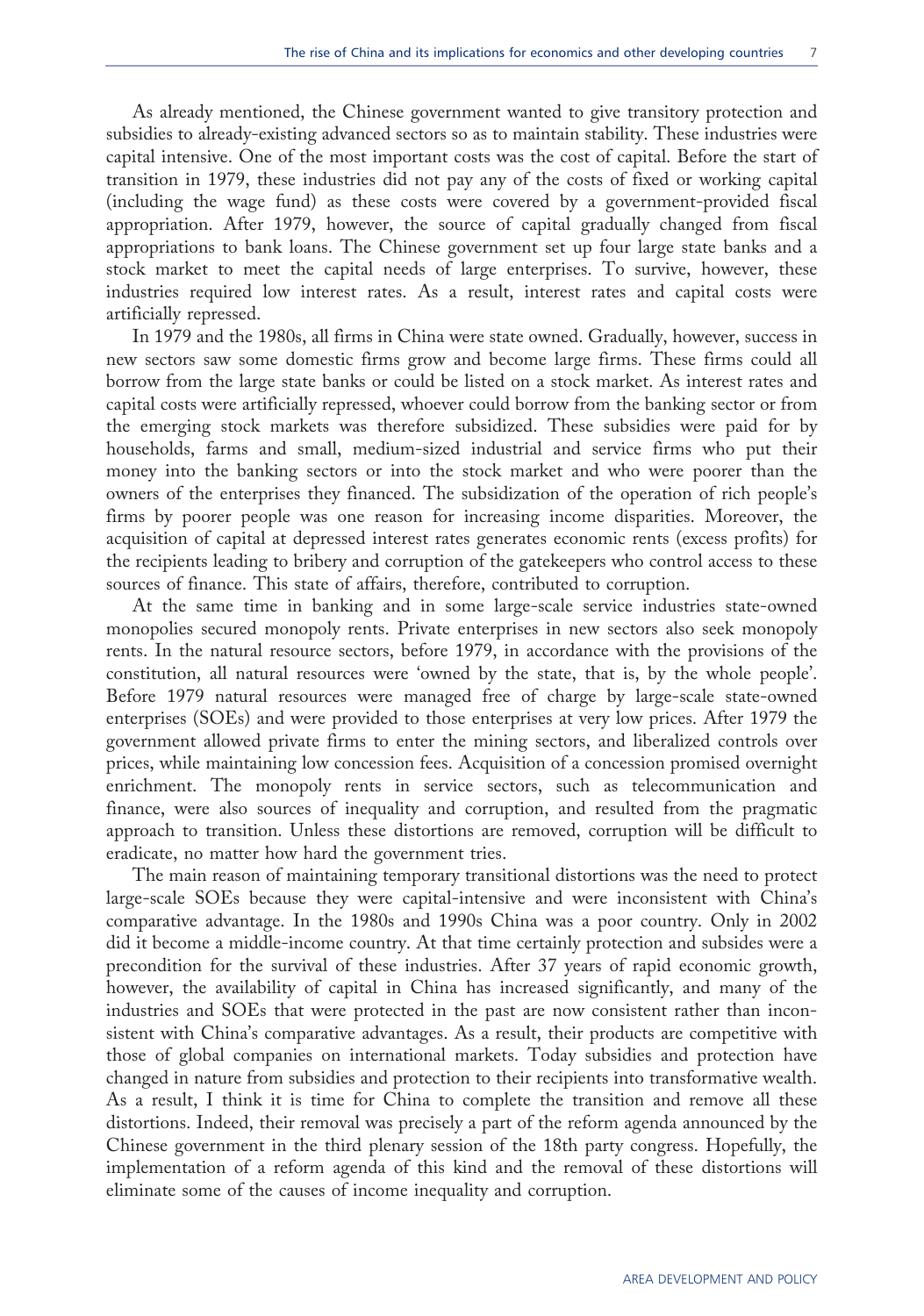As already mentioned, the Chinese government wanted to give transitory protection and subsidies to already-existing advanced sectors so as to maintain stability. These industries were capital intensive. One of the most important costs was the cost of capital. Before the start of transition in 1979, these industries did not pay any of the costs of fixed or working capital (including the wage fund) as these costs were covered by a government-provided fiscal appropriation. After 1979, however, the source of capital gradually changed from fiscal appropriations to bank loans. The Chinese government set up four large state banks and a stock market to meet the capital needs of large enterprises. To survive, however, these industries required low interest rates. As a result, interest rates and capital costs were artificially repressed.

In 1979 and the 1980s, all firms in China were state owned. Gradually, however, success in new sectors saw some domestic firms grow and become large firms. These firms could all borrow from the large state banks or could be listed on a stock market. As interest rates and capital costs were artificially repressed, whoever could borrow from the banking sector or from the emerging stock markets was therefore subsidized. These subsidies were paid for by households, farms and small, medium-sized industrial and service firms who put their money into the banking sectors or into the stock market and who were poorer than the owners of the enterprises they financed. The subsidization of the operation of rich people's firms by poorer people was one reason for increasing income disparities. Moreover, the acquisition of capital at depressed interest rates generates economic rents (excess profits) for the recipients leading to bribery and corruption of the gatekeepers who control access to these sources of finance. This state of affairs, therefore, contributed to corruption.

At the same time in banking and in some large-scale service industries state-owned monopolies secured monopoly rents. Private enterprises in new sectors also seek monopoly rents. In the natural resource sectors, before 1979, in accordance with the provisions of the constitution, all natural resources were 'owned by the state, that is, by the whole people'. Before 1979 natural resources were managed free of charge by large-scale state-owned enterprises (SOEs) and were provided to those enterprises at very low prices. After 1979 the government allowed private firms to enter the mining sectors, and liberalized controls over prices, while maintaining low concession fees. Acquisition of a concession promised overnight enrichment. The monopoly rents in service sectors, such as telecommunication and finance, were also sources of inequality and corruption, and resulted from the pragmatic approach to transition. Unless these distortions are removed, corruption will be difficult to eradicate, no matter how hard the government tries.

The main reason of maintaining temporary transitional distortions was the need to protect large-scale SOEs because they were capital-intensive and were inconsistent with China's comparative advantage. In the 1980s and 1990s China was a poor country. Only in 2002 did it become a middle-income country. At that time certainly protection and subsides were a precondition for the survival of these industries. After 37 years of rapid economic growth, however, the availability of capital in China has increased significantly, and many of the industries and SOEs that were protected in the past are now consistent rather than inconsistent with China's comparative advantages. As a result, their products are competitive with those of global companies on international markets. Today subsidies and protection have changed in nature from subsidies and protection to their recipients into transformative wealth. As a result, I think it is time for China to complete the transition and remove all these distortions. Indeed, their removal was precisely a part of the reform agenda announced by the Chinese government in the third plenary session of the 18th party congress. Hopefully, the implementation of a reform agenda of this kind and the removal of these distortions will eliminate some of the causes of income inequality and corruption.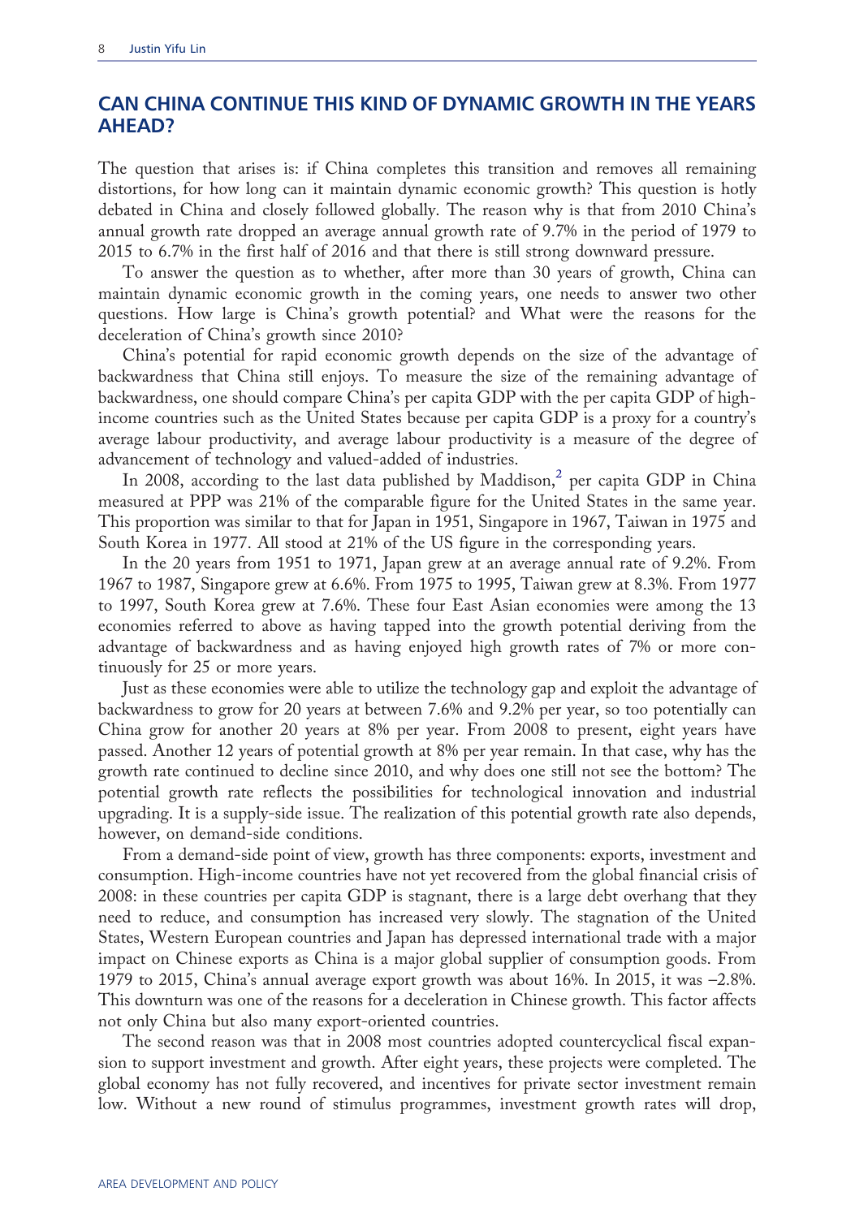## CAN CHINA CONTINUE THIS KIND OF DYNAMIC GROWTH IN THE YEARS AHEAD?

The question that arises is: if China completes this transition and removes all remaining distortions, for how long can it maintain dynamic economic growth? This question is hotly debated in China and closely followed globally. The reason why is that from 2010 China's annual growth rate dropped an average annual growth rate of 9.7% in the period of 1979 to 2015 to 6.7% in the first half of 2016 and that there is still strong downward pressure.

To answer the question as to whether, after more than 30 years of growth, China can maintain dynamic economic growth in the coming years, one needs to answer two other questions. How large is China's growth potential? and What were the reasons for the deceleration of China's growth since 2010?

China's potential for rapid economic growth depends on the size of the advantage of backwardness that China still enjoys. To measure the size of the remaining advantage of backwardness, one should compare China's per capita GDP with the per capita GDP of high-income countries such as the United States because per capita GDP is a proxy for a country's average labour productivity, and average labour productivity is a measure of the degree of advancement of technology and valued-added of industries.

In 2008, according to the last data published by Maddison,[2] per capita GDP in China measured at PPP was 21% of the comparable figure for the United States in the same year. This proportion was similar to that for Japan in 1951, Singapore in 1967, Taiwan in 1975 and South Korea in 1977. All stood at 21% of the US figure in the corresponding years.

In the 20 years from 1951 to 1971, Japan grew at an average annual rate of 9.2%. From 1967 to 1987, Singapore grew at 6.6%. From 1975 to 1995, Taiwan grew at 8.3%. From 1977 to 1997, South Korea grew at 7.6%. These four East Asian economies were among the 13 economies referred to above as having tapped into the growth potential deriving from the advantage of backwardness and as having enjoyed high growth rates of 7% or more continuously for 25 or more years.

Just as these economies were able to utilize the technology gap and exploit the advantage of backwardness to grow for 20 years at between 7.6% and 9.2% per year, so too potentially can China grow for another 20 years at 8% per year. From 2008 to present, eight years have passed. Another 12 years of potential growth at 8% per year remain. In that case, why has the growth rate continued to decline since 2010, and why does one still not see the bottom? The potential growth rate reflects the possibilities for technological innovation and industrial upgrading. It is a supply-side issue. The realization of this potential growth rate also depends, however, on demand-side conditions.

From a demand-side point of view, growth has three components: exports, investment and consumption. High-income countries have not yet recovered from the global financial crisis of 2008: in these countries per capita GDP is stagnant, there is a large debt overhang that they need to reduce, and consumption has increased very slowly. The stagnation of the United States, Western European countries and Japan has depressed international trade with a major impact on Chinese exports as China is a major global supplier of consumption goods. From 1979 to 2015, China's annual average export growth was about 16%. In 2015, it was –2.8%. This downturn was one of the reasons for a deceleration in Chinese growth. This factor affects not only China but also many export-oriented countries.

The second reason was that in 2008 most countries adopted countercyclical fiscal expansion to support investment and growth. After eight years, these projects were completed. The global economy has not fully recovered, and incentives for private sector investment remain low. Without a new round of stimulus programmes, investment growth rates will drop,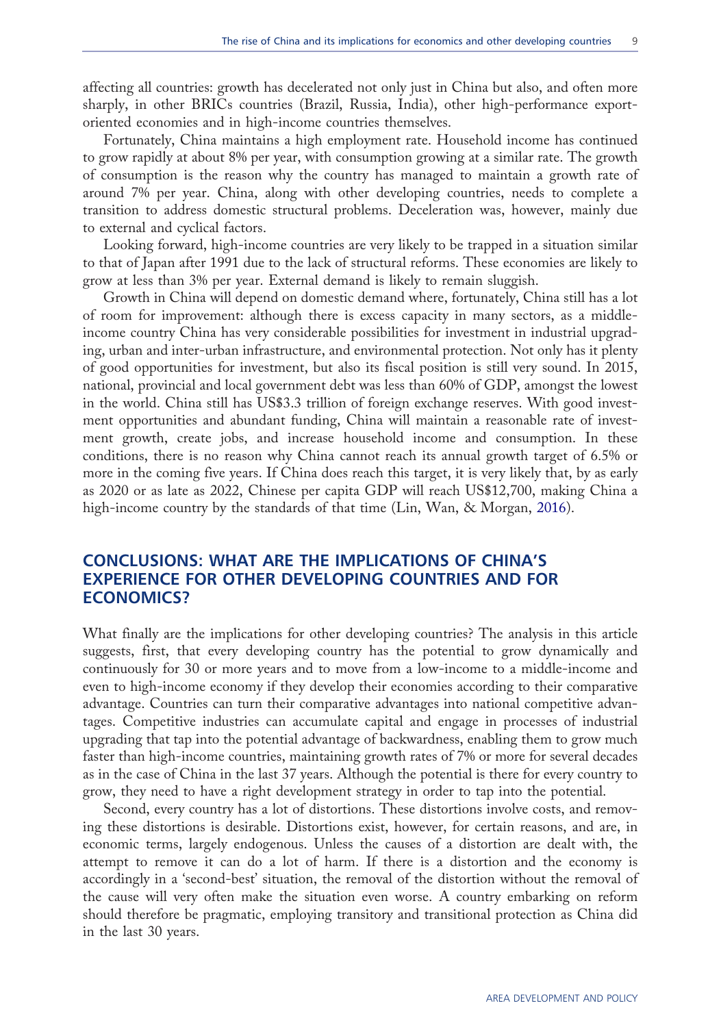affecting all countries: growth has decelerated not only just in China but also, and often more sharply, in other BRICs countries (Brazil, Russia, India), other high-performance export-oriented economies and in high-income countries themselves.

Fortunately, China maintains a high employment rate. Household income has continued to grow rapidly at about 8% per year, with consumption growing at a similar rate. The growth of consumption is the reason why the country has managed to maintain a growth rate of around 7% per year. China, along with other developing countries, needs to complete a transition to address domestic structural problems. Deceleration was, however, mainly due to external and cyclical factors.

Looking forward, high-income countries are very likely to be trapped in a situation similar to that of Japan after 1991 due to the lack of structural reforms. These economies are likely to grow at less than 3% per year. External demand is likely to remain sluggish.

Growth in China will depend on domestic demand where, fortunately, China still has a lot of room for improvement: although there is excess capacity in many sectors, as a middle-income country China has very considerable possibilities for investment in industrial upgrading, urban and inter-urban infrastructure, and environmental protection. Not only has it plenty of good opportunities for investment, but also its fiscal position is still very sound. In 2015, national, provincial and local government debt was less than 60% of GDP, amongst the lowest in the world. China still has US$3.3 trillion of foreign exchange reserves. With good investment opportunities and abundant funding, China will maintain a reasonable rate of investment growth, create jobs, and increase household income and consumption. In these conditions, there is no reason why China cannot reach its annual growth target of 6.5% or more in the coming five years. If China does reach this target, it is very likely that, by as early as 2020 or as late as 2022, Chinese per capita GDP will reach US$12,700, making China a high-income country by the standards of that time (Lin, Wan, & Morgan, 2016).

## CONCLUSIONS: WHAT ARE THE IMPLICATIONS OF CHINA'S EXPERIENCE FOR OTHER DEVELOPING COUNTRIES AND FOR ECONOMICS?

What finally are the implications for other developing countries? The analysis in this article suggests, first, that every developing country has the potential to grow dynamically and continuously for 30 or more years and to move from a low-income to a middle-income and even to high-income economy if they develop their economies according to their comparative advantage. Countries can turn their comparative advantages into national competitive advantages. Competitive industries can accumulate capital and engage in processes of industrial upgrading that tap into the potential advantage of backwardness, enabling them to grow much faster than high-income countries, maintaining growth rates of 7% or more for several decades as in the case of China in the last 37 years. Although the potential is there for every country to grow, they need to have a right development strategy in order to tap into the potential.

Second, every country has a lot of distortions. These distortions involve costs, and removing these distortions is desirable. Distortions exist, however, for certain reasons, and are, in economic terms, largely endogenous. Unless the causes of a distortion are dealt with, the attempt to remove it can do a lot of harm. If there is a distortion and the economy is accordingly in a 'second-best' situation, the removal of the distortion without the removal of the cause will very often make the situation even worse. A country embarking on reform should therefore be pragmatic, employing transitory and transitional protection as China did in the last 30 years.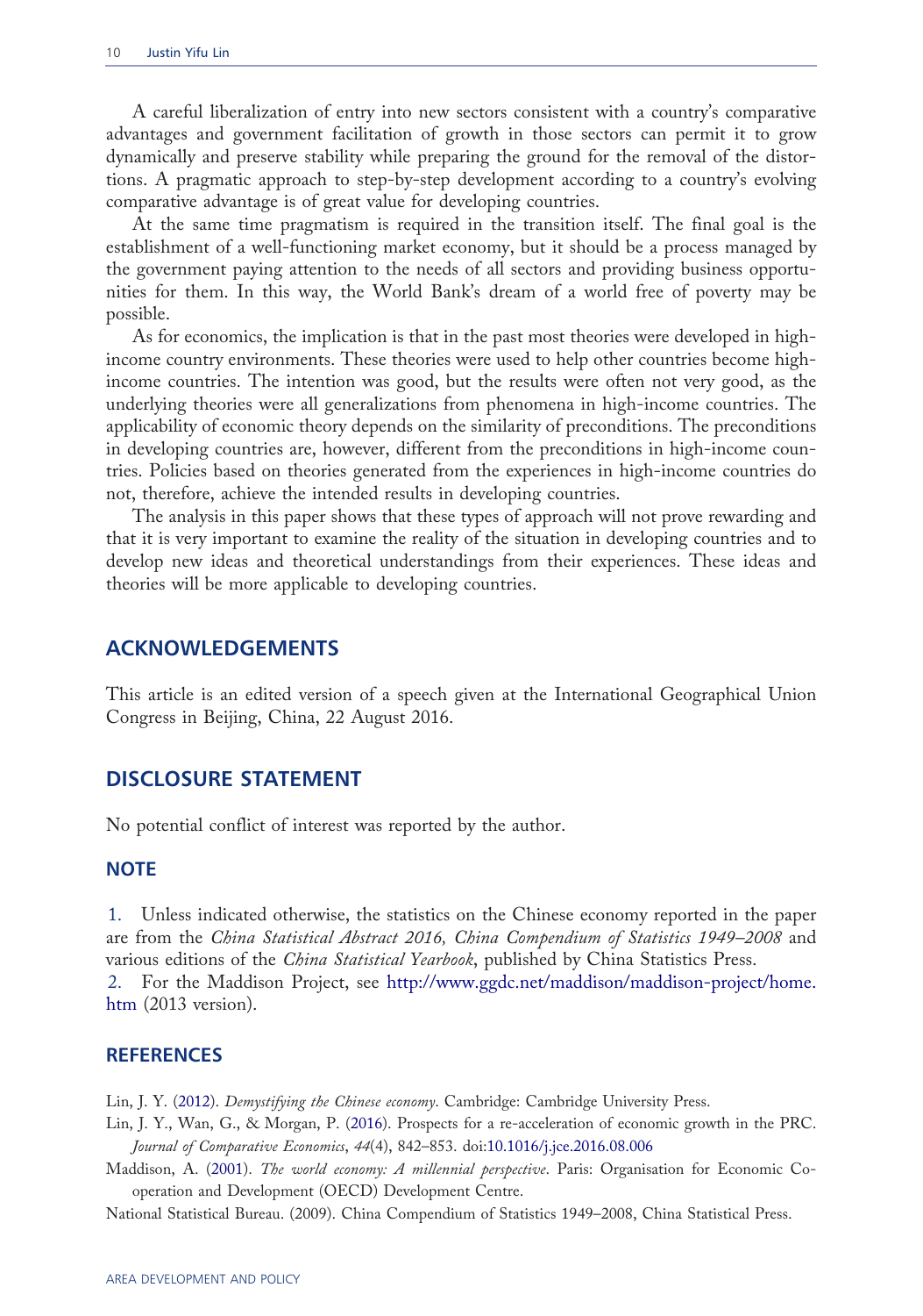A careful liberalization of entry into new sectors consistent with a country's comparative advantages and government facilitation of growth in those sectors can permit it to grow dynamically and preserve stability while preparing the ground for the removal of the distortions. A pragmatic approach to step-by-step development according to a country's evolving comparative advantage is of great value for developing countries.

At the same time pragmatism is required in the transition itself. The final goal is the establishment of a well-functioning market economy, but it should be a process managed by the government paying attention to the needs of all sectors and providing business opportunities for them. In this way, the World Bank's dream of a world free of poverty may be possible.

As for economics, the implication is that in the past most theories were developed in high-income country environments. These theories were used to help other countries become high-income countries. The intention was good, but the results were often not very good, as the underlying theories were all generalizations from phenomena in high-income countries. The applicability of economic theory depends on the similarity of preconditions. The preconditions in developing countries are, however, different from the preconditions in high-income countries. Policies based on theories generated from the experiences in high-income countries do not, therefore, achieve the intended results in developing countries.

The analysis in this paper shows that these types of approach will not prove rewarding and that it is very important to examine the reality of the situation in developing countries and to develop new ideas and theoretical understandings from their experiences. These ideas and theories will be more applicable to developing countries.

## ACKNOWLEDGEMENTS

This article is an edited version of a speech given at the International Geographical Union Congress in Beijing, China, 22 August 2016.

## DISCLOSURE STATEMENT

No potential conflict of interest was reported by the author.

### NOTE

1. Unless indicated otherwise, the statistics on the Chinese economy reported in the paper are from the *China Statistical Abstract 2016, China Compendium of Statistics 1949–2008* and various editions of the *China Statistical Yearbook*, published by China Statistics Press.
2. For the Maddison Project, see http://www.ggdc.net/maddison/maddison-project/home.htm (2013 version).

## REFERENCES

Lin, J. Y. (2012). *Demystifying the Chinese economy*. Cambridge: Cambridge University Press.

Lin, J. Y., Wan, G., & Morgan, P. (2016). Prospects for a re-acceleration of economic growth in the PRC. *Journal of Comparative Economics*, *44*(4), 842–853. doi:10.1016/j.jce.2016.08.006

Maddison, A. (2001). *The world economy: A millennial perspective*. Paris: Organisation for Economic Co-operation and Development (OECD) Development Centre.

National Statistical Bureau. (2009). China Compendium of Statistics 1949–2008, China Statistical Press.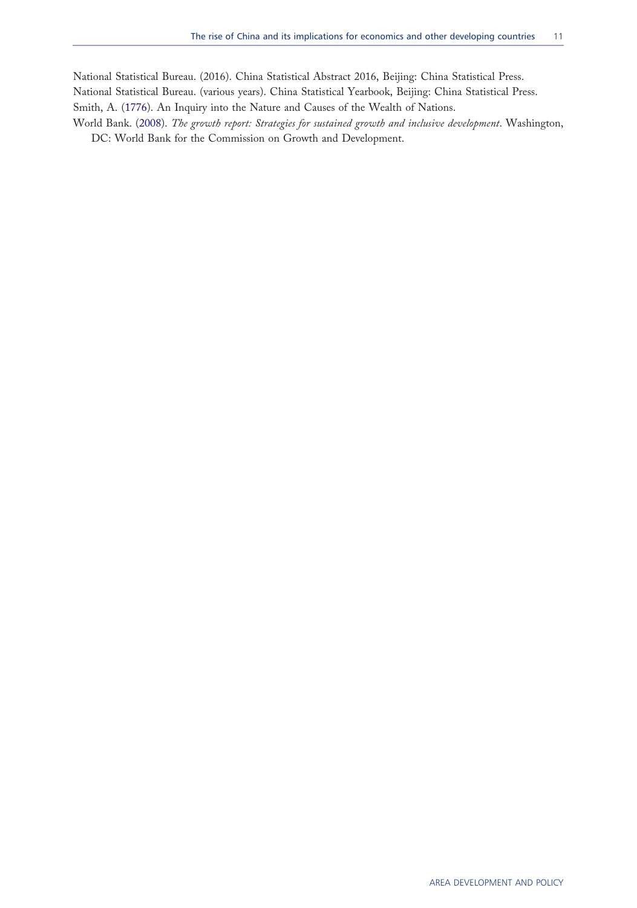National Statistical Bureau. (2016). China Statistical Abstract 2016, Beijing: China Statistical Press.

National Statistical Bureau. (various years). China Statistical Yearbook, Beijing: China Statistical Press.

Smith, A. (1776). An Inquiry into the Nature and Causes of the Wealth of Nations.

World Bank. (2008). *The growth report: Strategies for sustained growth and inclusive development*. Washington, DC: World Bank for the Commission on Growth and Development.